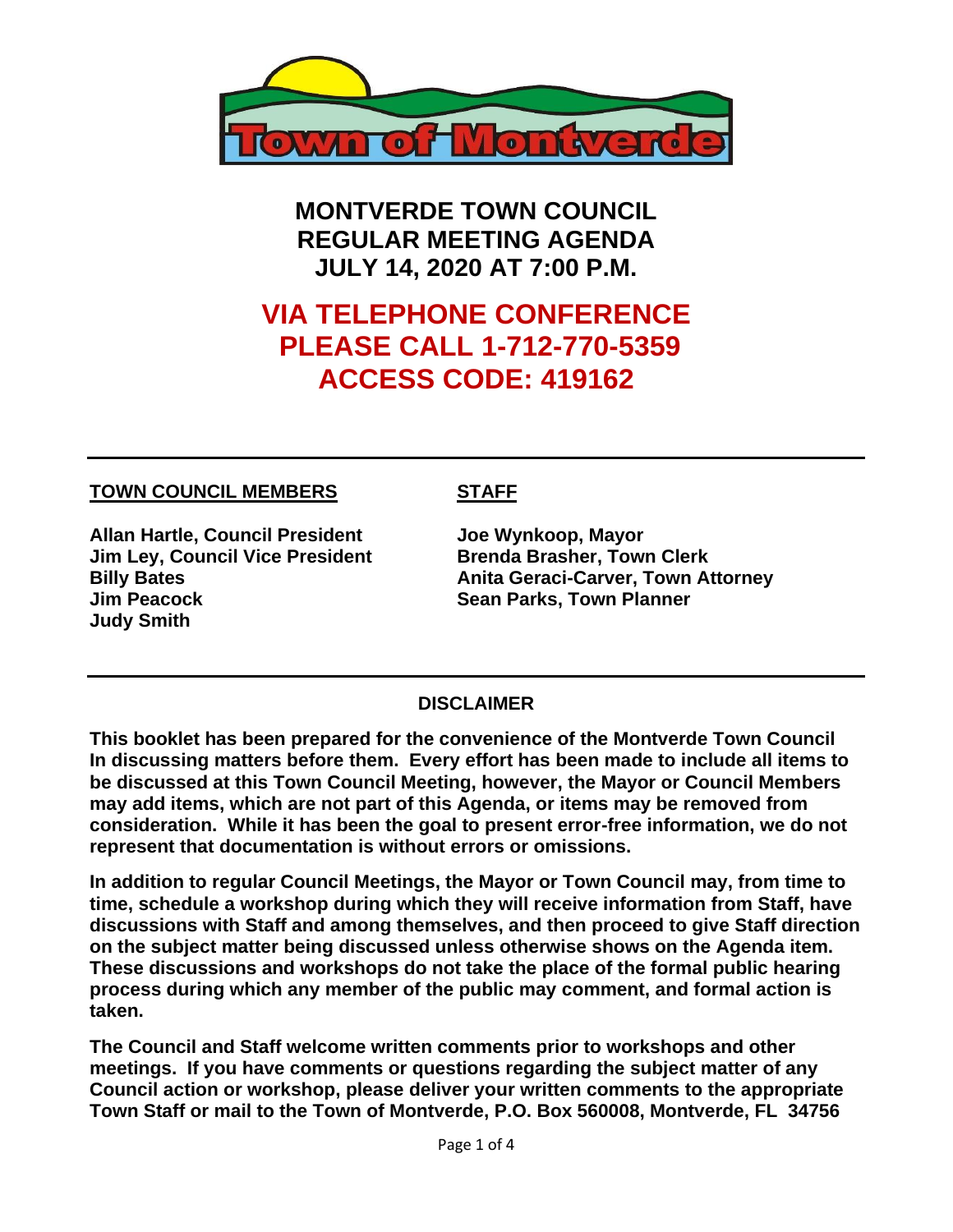Town of Montverde

# MONTVERDE TOWN COUNCIL
# REGULAR MEETING AGENDA
# JULY 14, 2020 AT 7:00 P.M.

## VIA TELEPHONE CONFERENCE
## PLEASE CALL 1-712-770-5359
## ACCESS CODE: 419162

---

**TOWN COUNCIL MEMBERS**

**Allan Hartle, Council President**
**Jim Ley, Council Vice President**
**Billy Bates**
**Jim Peacock**
**Judy Smith**

**STAFF**

**Joe Wynkoop, Mayor**
**Brenda Brasher, Town Clerk**
**Anita Geraci-Carver, Town Attorney**
**Sean Parks, Town Planner**

---

**DISCLAIMER**

**This booklet has been prepared for the convenience of the Montverde Town Council In discussing matters before them. Every effort has been made to include all items to be discussed at this Town Council Meeting, however, the Mayor or Council Members may add items, which are not part of this Agenda, or items may be removed from consideration. While it has been the goal to present error-free information, we do not represent that documentation is without errors or omissions.**

**In addition to regular Council Meetings, the Mayor or Town Council may, from time to time, schedule a workshop during which they will receive information from Staff, have discussions with Staff and among themselves, and then proceed to give Staff direction on the subject matter being discussed unless otherwise shows on the Agenda item. These discussions and workshops do not take the place of the formal public hearing process during which any member of the public may comment, and formal action is taken.**

**The Council and Staff welcome written comments prior to workshops and other meetings. If you have comments or questions regarding the subject matter of any Council action or workshop, please deliver your written comments to the appropriate Town Staff or mail to the Town of Montverde, P.O. Box 560008, Montverde, FL 34756**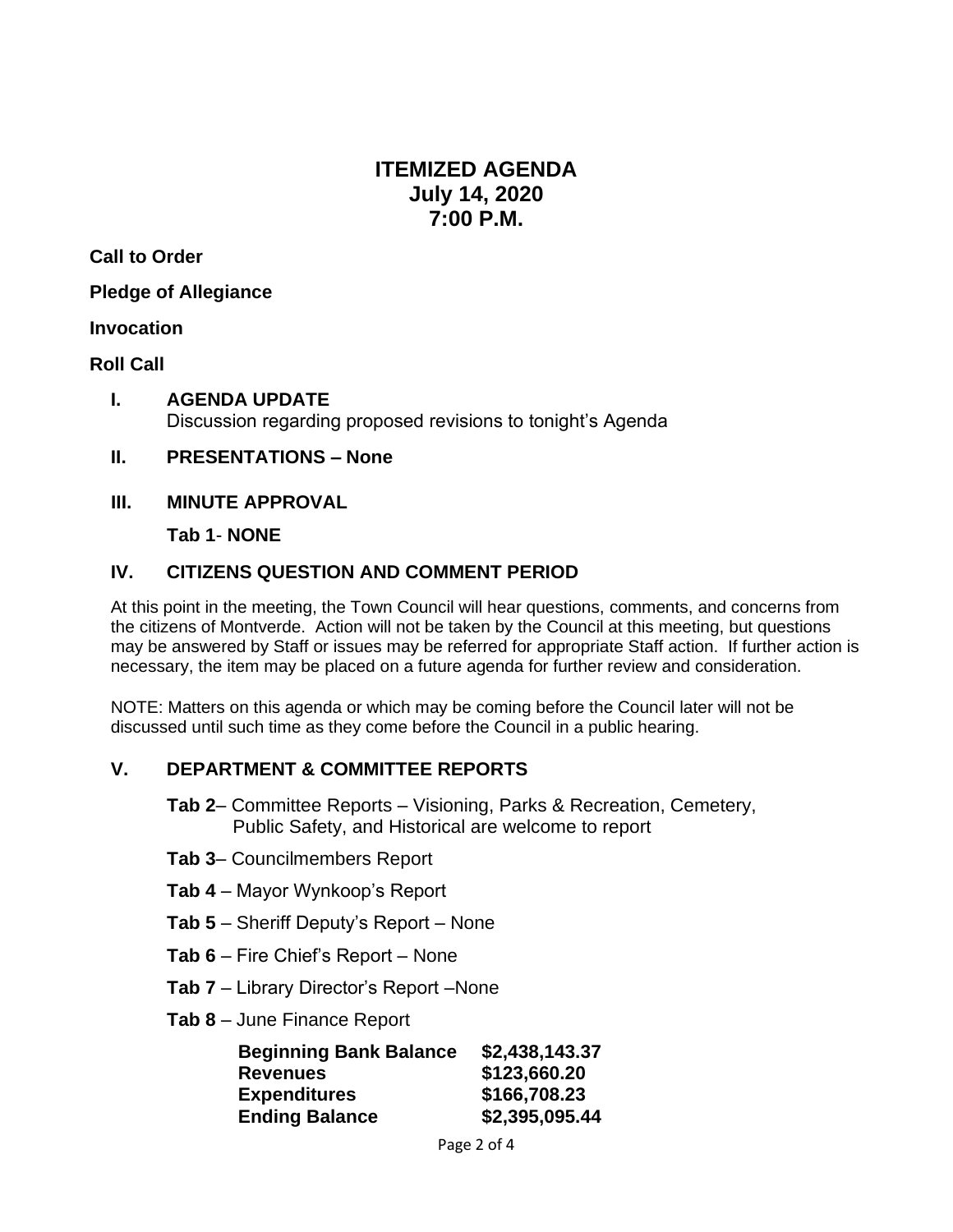# ITEMIZED AGENDA
## July 14, 2020
## 7:00 P.M.

**Call to Order**

**Pledge of Allegiance**

**Invocation**

**Roll Call**

**I. AGENDA UPDATE**
Discussion regarding proposed revisions to tonight's Agenda

**II. PRESENTATIONS – None**

**III. MINUTE APPROVAL**

**Tab 1- NONE**

**IV. CITIZENS QUESTION AND COMMENT PERIOD**

At this point in the meeting, the Town Council will hear questions, comments, and concerns from the citizens of Montverde. Action will not be taken by the Council at this meeting, but questions may be answered by Staff or issues may be referred for appropriate Staff action. If further action is necessary, the item may be placed on a future agenda for further review and consideration.

NOTE: Matters on this agenda or which may be coming before the Council later will not be discussed until such time as they come before the Council in a public hearing.

**V. DEPARTMENT & COMMITTEE REPORTS**

**Tab 2**– Committee Reports – Visioning, Parks & Recreation, Cemetery, Public Safety, and Historical are welcome to report

**Tab 3**– Councilmembers Report

**Tab 4** – Mayor Wynkoop's Report

**Tab 5** – Sheriff Deputy's Report – None

**Tab 6** – Fire Chief's Report – None

**Tab 7** – Library Director's Report –None

**Tab 8** – June Finance Report

| | |
|---|---|
| **Beginning Bank Balance** | **$2,438,143.37** |
| **Revenues** | **$123,660.20** |
| **Expenditures** | **$166,708.23** |
| **Ending Balance** | **$2,395,095.44** |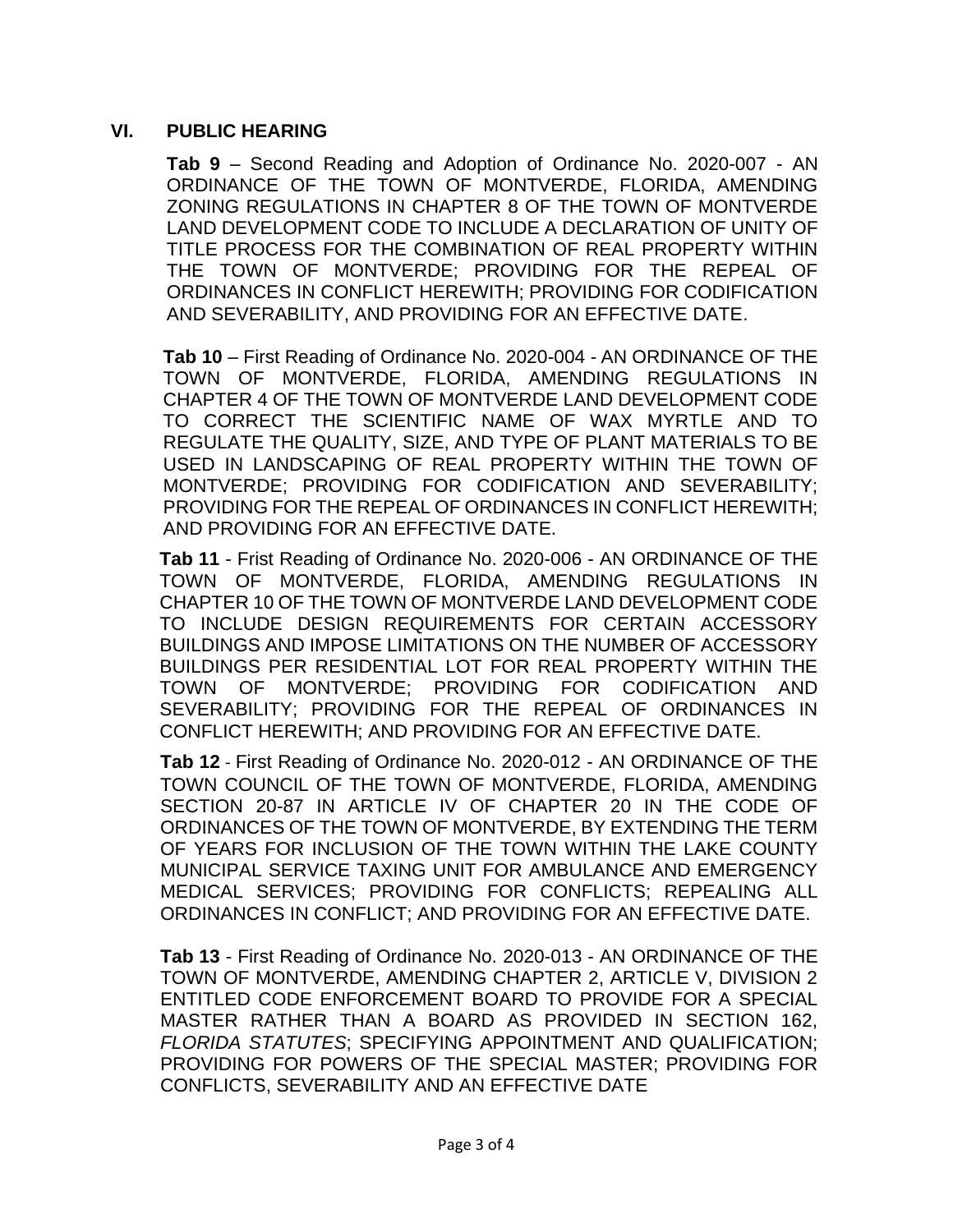## VI. PUBLIC HEARING

**Tab 9** – Second Reading and Adoption of Ordinance No. 2020-007 - AN ORDINANCE OF THE TOWN OF MONTVERDE, FLORIDA, AMENDING ZONING REGULATIONS IN CHAPTER 8 OF THE TOWN OF MONTVERDE LAND DEVELOPMENT CODE TO INCLUDE A DECLARATION OF UNITY OF TITLE PROCESS FOR THE COMBINATION OF REAL PROPERTY WITHIN THE TOWN OF MONTVERDE; PROVIDING FOR THE REPEAL OF ORDINANCES IN CONFLICT HEREWITH; PROVIDING FOR CODIFICATION AND SEVERABILITY, AND PROVIDING FOR AN EFFECTIVE DATE.

**Tab 10** – First Reading of Ordinance No. 2020-004 - AN ORDINANCE OF THE TOWN OF MONTVERDE, FLORIDA, AMENDING REGULATIONS IN CHAPTER 4 OF THE TOWN OF MONTVERDE LAND DEVELOPMENT CODE TO CORRECT THE SCIENTIFIC NAME OF WAX MYRTLE AND TO REGULATE THE QUALITY, SIZE, AND TYPE OF PLANT MATERIALS TO BE USED IN LANDSCAPING OF REAL PROPERTY WITHIN THE TOWN OF MONTVERDE; PROVIDING FOR CODIFICATION AND SEVERABILITY; PROVIDING FOR THE REPEAL OF ORDINANCES IN CONFLICT HEREWITH; AND PROVIDING FOR AN EFFECTIVE DATE.

**Tab 11** - Frist Reading of Ordinance No. 2020-006 - AN ORDINANCE OF THE TOWN OF MONTVERDE, FLORIDA, AMENDING REGULATIONS IN CHAPTER 10 OF THE TOWN OF MONTVERDE LAND DEVELOPMENT CODE TO INCLUDE DESIGN REQUIREMENTS FOR CERTAIN ACCESSORY BUILDINGS AND IMPOSE LIMITATIONS ON THE NUMBER OF ACCESSORY BUILDINGS PER RESIDENTIAL LOT FOR REAL PROPERTY WITHIN THE TOWN OF MONTVERDE; PROVIDING FOR CODIFICATION AND SEVERABILITY; PROVIDING FOR THE REPEAL OF ORDINANCES IN CONFLICT HEREWITH; AND PROVIDING FOR AN EFFECTIVE DATE.

**Tab 12** - First Reading of Ordinance No. 2020-012 - AN ORDINANCE OF THE TOWN COUNCIL OF THE TOWN OF MONTVERDE, FLORIDA, AMENDING SECTION 20-87 IN ARTICLE IV OF CHAPTER 20 IN THE CODE OF ORDINANCES OF THE TOWN OF MONTVERDE, BY EXTENDING THE TERM OF YEARS FOR INCLUSION OF THE TOWN WITHIN THE LAKE COUNTY MUNICIPAL SERVICE TAXING UNIT FOR AMBULANCE AND EMERGENCY MEDICAL SERVICES; PROVIDING FOR CONFLICTS; REPEALING ALL ORDINANCES IN CONFLICT; AND PROVIDING FOR AN EFFECTIVE DATE.

**Tab 13** - First Reading of Ordinance No. 2020-013 - AN ORDINANCE OF THE TOWN OF MONTVERDE, AMENDING CHAPTER 2, ARTICLE V, DIVISION 2 ENTITLED CODE ENFORCEMENT BOARD TO PROVIDE FOR A SPECIAL MASTER RATHER THAN A BOARD AS PROVIDED IN SECTION 162, *FLORIDA STATUTES*; SPECIFYING APPOINTMENT AND QUALIFICATION; PROVIDING FOR POWERS OF THE SPECIAL MASTER; PROVIDING FOR CONFLICTS, SEVERABILITY AND AN EFFECTIVE DATE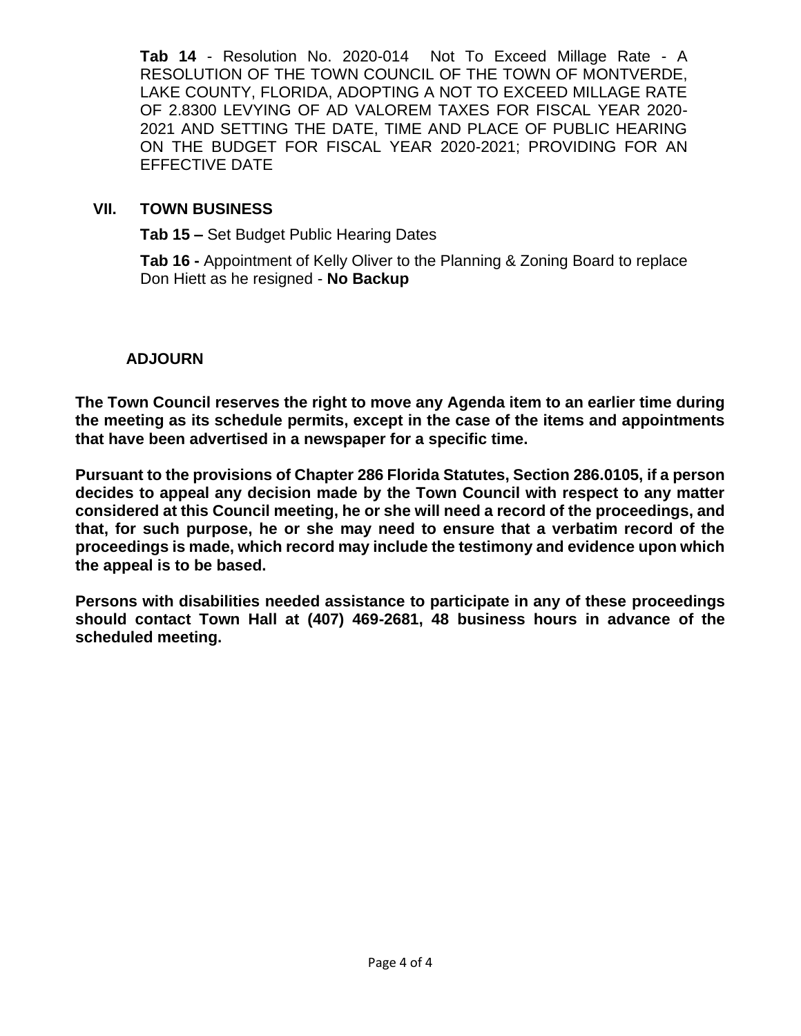**Tab 14** - Resolution No. 2020-014 Not To Exceed Millage Rate - A RESOLUTION OF THE TOWN COUNCIL OF THE TOWN OF MONTVERDE, LAKE COUNTY, FLORIDA, ADOPTING A NOT TO EXCEED MILLAGE RATE OF 2.8300 LEVYING OF AD VALOREM TAXES FOR FISCAL YEAR 2020-2021 AND SETTING THE DATE, TIME AND PLACE OF PUBLIC HEARING ON THE BUDGET FOR FISCAL YEAR 2020-2021; PROVIDING FOR AN EFFECTIVE DATE

## VII. TOWN BUSINESS

**Tab 15 –** Set Budget Public Hearing Dates

**Tab 16 -** Appointment of Kelly Oliver to the Planning & Zoning Board to replace Don Hiett as he resigned - **No Backup**

## ADJOURN

**The Town Council reserves the right to move any Agenda item to an earlier time during the meeting as its schedule permits, except in the case of the items and appointments that have been advertised in a newspaper for a specific time.**

**Pursuant to the provisions of Chapter 286 Florida Statutes, Section 286.0105, if a person decides to appeal any decision made by the Town Council with respect to any matter considered at this Council meeting, he or she will need a record of the proceedings, and that, for such purpose, he or she may need to ensure that a verbatim record of the proceedings is made, which record may include the testimony and evidence upon which the appeal is to be based.**

**Persons with disabilities needed assistance to participate in any of these proceedings should contact Town Hall at (407) 469-2681, 48 business hours in advance of the scheduled meeting.**